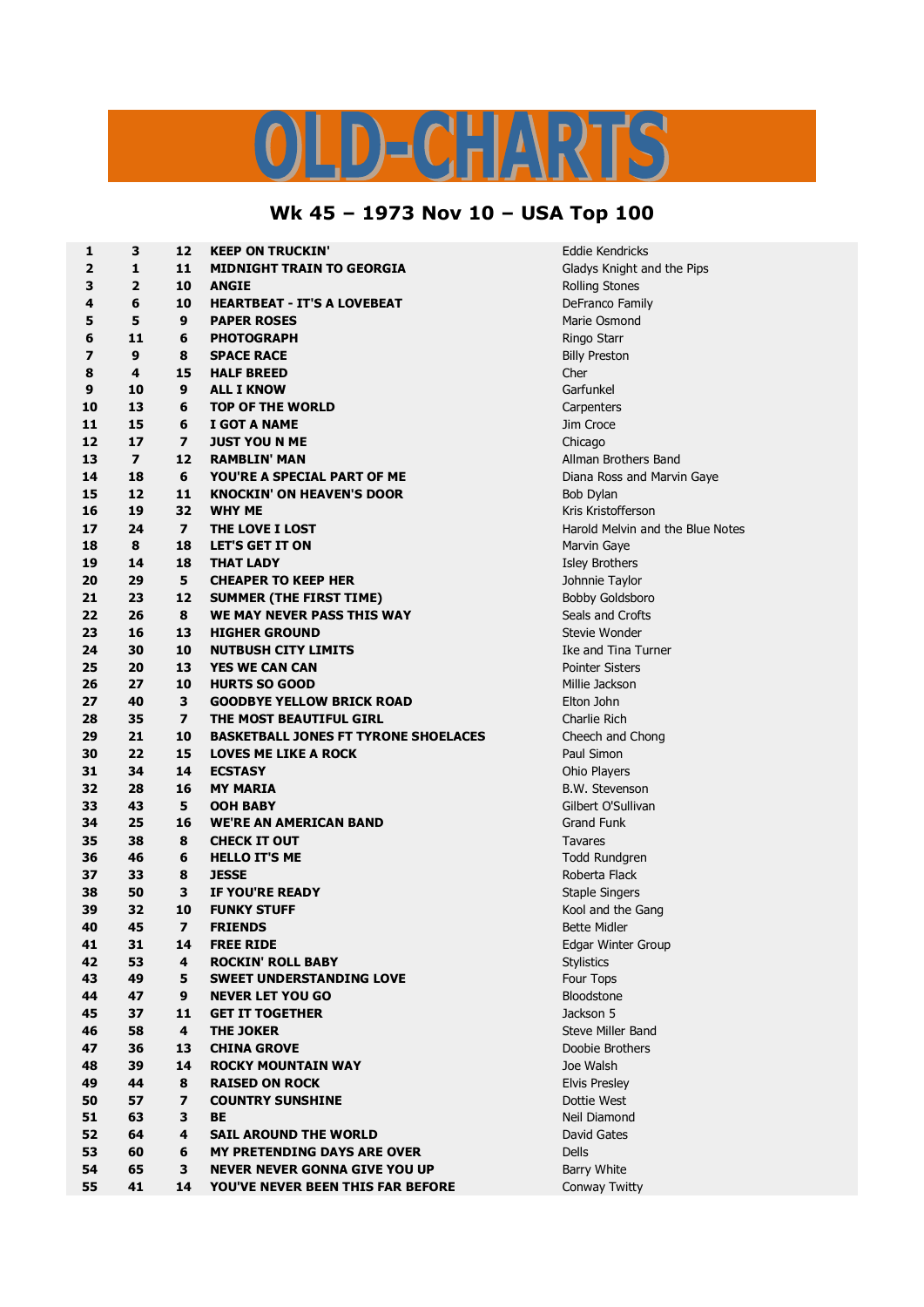# OLD-CHARTS

## Wk 45 – 1973 Nov 10 – USA Top 100

| | | | | |
|---|---|---|---|---|
| **1** | **3** | **12** | **KEEP ON TRUCKIN'** | Eddie Kendricks |
| **2** | **1** | **11** | **MIDNIGHT TRAIN TO GEORGIA** | Gladys Knight and the Pips |
| **3** | **2** | **10** | **ANGIE** | Rolling Stones |
| **4** | **6** | **10** | **HEARTBEAT - IT'S A LOVEBEAT** | DeFranco Family |
| **5** | **5** | **9** | **PAPER ROSES** | Marie Osmond |
| **6** | **11** | **6** | **PHOTOGRAPH** | Ringo Starr |
| **7** | **9** | **8** | **SPACE RACE** | Billy Preston |
| **8** | **4** | **15** | **HALF BREED** | Cher |
| **9** | **10** | **9** | **ALL I KNOW** | Garfunkel |
| **10** | **13** | **6** | **TOP OF THE WORLD** | Carpenters |
| **11** | **15** | **6** | **I GOT A NAME** | Jim Croce |
| **12** | **17** | **7** | **JUST YOU N ME** | Chicago |
| **13** | **7** | **12** | **RAMBLIN' MAN** | Allman Brothers Band |
| **14** | **18** | **6** | **YOU'RE A SPECIAL PART OF ME** | Diana Ross and Marvin Gaye |
| **15** | **12** | **11** | **KNOCKIN' ON HEAVEN'S DOOR** | Bob Dylan |
| **16** | **19** | **32** | **WHY ME** | Kris Kristofferson |
| **17** | **24** | **7** | **THE LOVE I LOST** | Harold Melvin and the Blue Notes |
| **18** | **8** | **18** | **LET'S GET IT ON** | Marvin Gaye |
| **19** | **14** | **18** | **THAT LADY** | Isley Brothers |
| **20** | **29** | **5** | **CHEAPER TO KEEP HER** | Johnnie Taylor |
| **21** | **23** | **12** | **SUMMER (THE FIRST TIME)** | Bobby Goldsboro |
| **22** | **26** | **8** | **WE MAY NEVER PASS THIS WAY** | Seals and Crofts |
| **23** | **16** | **13** | **HIGHER GROUND** | Stevie Wonder |
| **24** | **30** | **10** | **NUTBUSH CITY LIMITS** | Ike and Tina Turner |
| **25** | **20** | **13** | **YES WE CAN CAN** | Pointer Sisters |
| **26** | **27** | **10** | **HURTS SO GOOD** | Millie Jackson |
| **27** | **40** | **3** | **GOODBYE YELLOW BRICK ROAD** | Elton John |
| **28** | **35** | **7** | **THE MOST BEAUTIFUL GIRL** | Charlie Rich |
| **29** | **21** | **10** | **BASKETBALL JONES FT TYRONE SHOELACES** | Cheech and Chong |
| **30** | **22** | **15** | **LOVES ME LIKE A ROCK** | Paul Simon |
| **31** | **34** | **14** | **ECSTASY** | Ohio Players |
| **32** | **28** | **16** | **MY MARIA** | B.W. Stevenson |
| **33** | **43** | **5** | **OOH BABY** | Gilbert O'Sullivan |
| **34** | **25** | **16** | **WE'RE AN AMERICAN BAND** | Grand Funk |
| **35** | **38** | **8** | **CHECK IT OUT** | Tavares |
| **36** | **46** | **6** | **HELLO IT'S ME** | Todd Rundgren |
| **37** | **33** | **8** | **JESSE** | Roberta Flack |
| **38** | **50** | **3** | **IF YOU'RE READY** | Staple Singers |
| **39** | **32** | **10** | **FUNKY STUFF** | Kool and the Gang |
| **40** | **45** | **7** | **FRIENDS** | Bette Midler |
| **41** | **31** | **14** | **FREE RIDE** | Edgar Winter Group |
| **42** | **53** | **4** | **ROCKIN' ROLL BABY** | Stylistics |
| **43** | **49** | **5** | **SWEET UNDERSTANDING LOVE** | Four Tops |
| **44** | **47** | **9** | **NEVER LET YOU GO** | Bloodstone |
| **45** | **37** | **11** | **GET IT TOGETHER** | Jackson 5 |
| **46** | **58** | **4** | **THE JOKER** | Steve Miller Band |
| **47** | **36** | **13** | **CHINA GROVE** | Doobie Brothers |
| **48** | **39** | **14** | **ROCKY MOUNTAIN WAY** | Joe Walsh |
| **49** | **44** | **8** | **RAISED ON ROCK** | Elvis Presley |
| **50** | **57** | **7** | **COUNTRY SUNSHINE** | Dottie West |
| **51** | **63** | **3** | **BE** | Neil Diamond |
| **52** | **64** | **4** | **SAIL AROUND THE WORLD** | David Gates |
| **53** | **60** | **6** | **MY PRETENDING DAYS ARE OVER** | Dells |
| **54** | **65** | **3** | **NEVER NEVER GONNA GIVE YOU UP** | Barry White |
| **55** | **41** | **14** | **YOU'VE NEVER BEEN THIS FAR BEFORE** | Conway Twitty |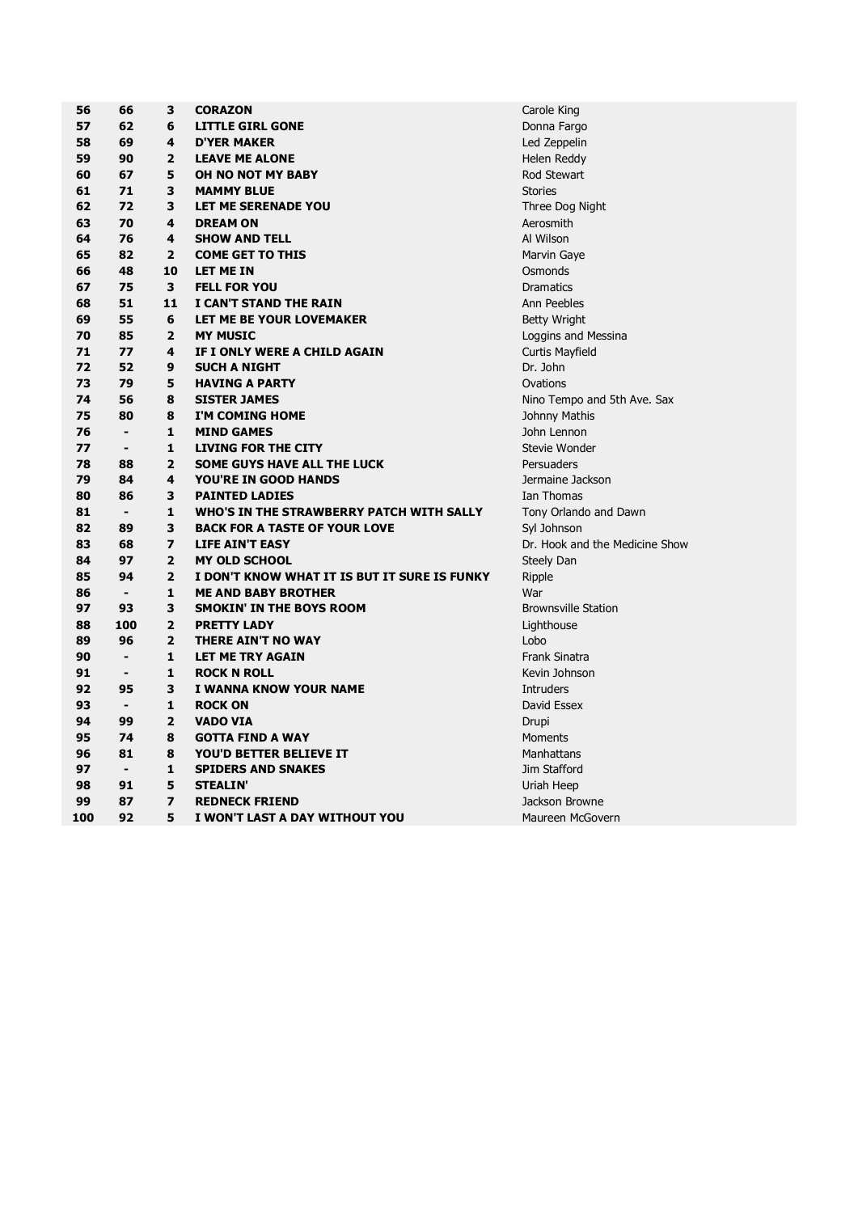| | | | | |
|---|---|---|---|---|
| 56 | 66 | 3 | **CORAZON** | Carole King |
| 57 | 62 | 6 | **LITTLE GIRL GONE** | Donna Fargo |
| 58 | 69 | 4 | **D'YER MAKER** | Led Zeppelin |
| 59 | 90 | 2 | **LEAVE ME ALONE** | Helen Reddy |
| 60 | 67 | 5 | **OH NO NOT MY BABY** | Rod Stewart |
| 61 | 71 | 3 | **MAMMY BLUE** | Stories |
| 62 | 72 | 3 | **LET ME SERENADE YOU** | Three Dog Night |
| 63 | 70 | 4 | **DREAM ON** | Aerosmith |
| 64 | 76 | 4 | **SHOW AND TELL** | Al Wilson |
| 65 | 82 | 2 | **COME GET TO THIS** | Marvin Gaye |
| 66 | 48 | 10 | **LET ME IN** | Osmonds |
| 67 | 75 | 3 | **FELL FOR YOU** | Dramatics |
| 68 | 51 | 11 | **I CAN'T STAND THE RAIN** | Ann Peebles |
| 69 | 55 | 6 | **LET ME BE YOUR LOVEMAKER** | Betty Wright |
| 70 | 85 | 2 | **MY MUSIC** | Loggins and Messina |
| 71 | 77 | 4 | **IF I ONLY WERE A CHILD AGAIN** | Curtis Mayfield |
| 72 | 52 | 9 | **SUCH A NIGHT** | Dr. John |
| 73 | 79 | 5 | **HAVING A PARTY** | Ovations |
| 74 | 56 | 8 | **SISTER JAMES** | Nino Tempo and 5th Ave. Sax |
| 75 | 80 | 8 | **I'M COMING HOME** | Johnny Mathis |
| 76 | - | 1 | **MIND GAMES** | John Lennon |
| 77 | - | 1 | **LIVING FOR THE CITY** | Stevie Wonder |
| 78 | 88 | 2 | **SOME GUYS HAVE ALL THE LUCK** | Persuaders |
| 79 | 84 | 4 | **YOU'RE IN GOOD HANDS** | Jermaine Jackson |
| 80 | 86 | 3 | **PAINTED LADIES** | Ian Thomas |
| 81 | - | 1 | **WHO'S IN THE STRAWBERRY PATCH WITH SALLY** | Tony Orlando and Dawn |
| 82 | 89 | 3 | **BACK FOR A TASTE OF YOUR LOVE** | Syl Johnson |
| 83 | 68 | 7 | **LIFE AIN'T EASY** | Dr. Hook and the Medicine Show |
| 84 | 97 | 2 | **MY OLD SCHOOL** | Steely Dan |
| 85 | 94 | 2 | **I DON'T KNOW WHAT IT IS BUT IT SURE IS FUNKY** | Ripple |
| 86 | - | 1 | **ME AND BABY BROTHER** | War |
| 97 | 93 | 3 | **SMOKIN' IN THE BOYS ROOM** | Brownsville Station |
| 88 | 100 | 2 | **PRETTY LADY** | Lighthouse |
| 89 | 96 | 2 | **THERE AIN'T NO WAY** | Lobo |
| 90 | - | 1 | **LET ME TRY AGAIN** | Frank Sinatra |
| 91 | - | 1 | **ROCK N ROLL** | Kevin Johnson |
| 92 | 95 | 3 | **I WANNA KNOW YOUR NAME** | Intruders |
| 93 | - | 1 | **ROCK ON** | David Essex |
| 94 | 99 | 2 | **VADO VIA** | Drupi |
| 95 | 74 | 8 | **GOTTA FIND A WAY** | Moments |
| 96 | 81 | 8 | **YOU'D BETTER BELIEVE IT** | Manhattans |
| 97 | - | 1 | **SPIDERS AND SNAKES** | Jim Stafford |
| 98 | 91 | 5 | **STEALIN'** | Uriah Heep |
| 99 | 87 | 7 | **REDNECK FRIEND** | Jackson Browne |
| 100 | 92 | 5 | **I WON'T LAST A DAY WITHOUT YOU** | Maureen McGovern |